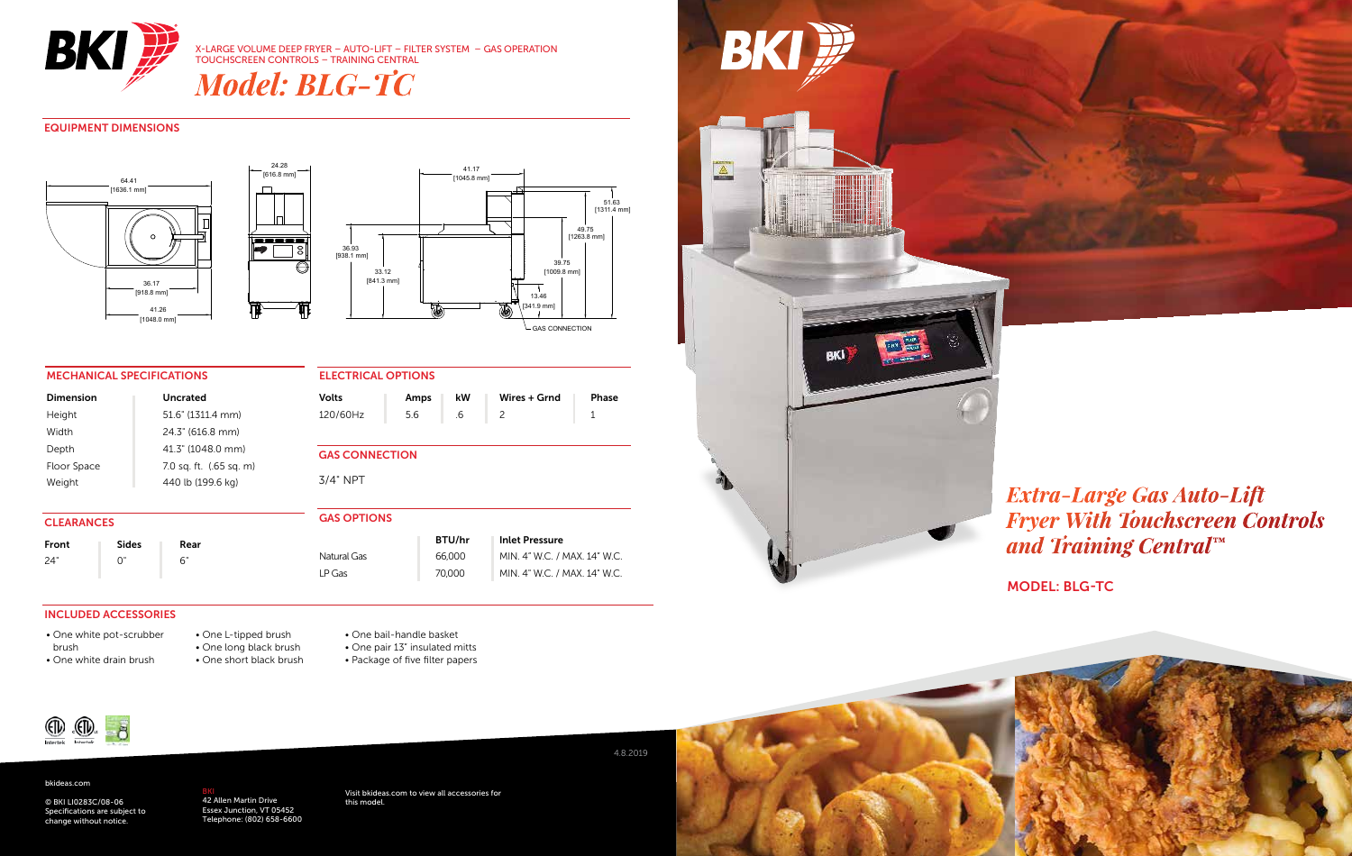# BKI

X-LARGE VOLUME DEEP FRYER – AUTO-LIFT – FILTER SYSTEM – GAS OPERATION
TOUCHSCREEN CONTROLS – TRAINING CENTRAL

## *Model: BLG-TC*

### EQUIPMENT DIMENSIONS

64.41 [1636.1 mm]
36.17 [918.8 mm]
41.26 [1048.0 mm]
24.28 [616.8 mm]
41.17 [1045.8 mm]
51.63 [1311.4 mm]
49.75 [1263.8 mm]
36.93 [938.1 mm]
33.12 [841.3 mm]
39.75 [1009.8 mm]
13.46 [341.9 mm]
GAS CONNECTION

### MECHANICAL SPECIFICATIONS

| Dimension | Uncrated |
|---|---|
| Height | 51.6" (1311.4 mm) |
| Width | 24.3" (616.8 mm) |
| Depth | 41.3" (1048.0 mm) |
| Floor Space | 7.0 sq. ft. (.65 sq. m) |
| Weight | 440 lb (199.6 kg) |

### CLEARANCES

| Front | Sides | Rear |
|---|---|---|
| 24" | 0" | 6" |

### ELECTRICAL OPTIONS

| Volts | Amps | kW | Wires + Grnd | Phase |
|---|---|---|---|---|
| 120/60Hz | 5.6 | .6 | 2 | 1 |

### GAS CONNECTION

3/4" NPT

### GAS OPTIONS

| | BTU/hr | Inlet Pressure |
|---|---|---|
| Natural Gas | 66,000 | MIN. 4" W.C. / MAX. 14" W.C. |
| LP Gas | 70,000 | MIN. 4" W.C. / MAX. 14" W.C. |

### INCLUDED ACCESSORIES

- One white pot-scrubber brush
- One white drain brush
- One L-tipped brush
- One long black brush
- One short black brush
- One bail-handle basket
- One pair 13" insulated mitts
- Package of five filter papers

4.8.2019

bkideas.com

© BKI LI0283C/08-06
Specifications are subject to change without notice.

BKI
42 Allen Martin Drive
Essex Junction, VT 05452
Telephone: (802) 658-6600

Visit bkideas.com to view all accessories for this model.

# BKI

## *Extra-Large Gas Auto-Lift Fryer With Touchscreen Controls and Training Central™*

MODEL: BLG-TC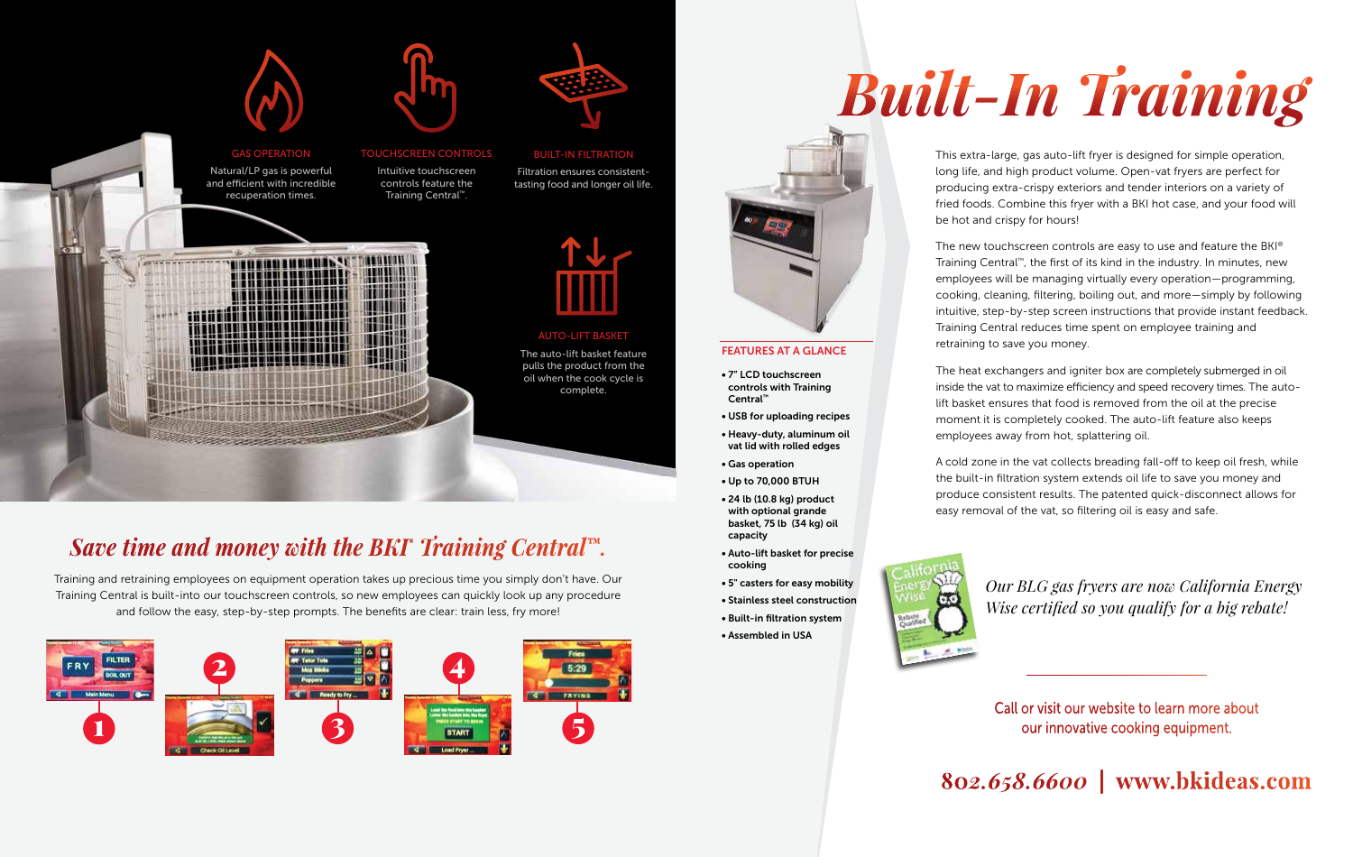### GAS OPERATION

Natural/LP gas is powerful and efficient with incredible recuperation times.

### TOUCHSCREEN CONTROLS

Intuitive touchscreen controls feature the Training Central™.

### BUILT-IN FILTRATION

Filtration ensures consistent-tasting food and longer oil life.

### AUTO-LIFT BASKET

The auto-lift basket feature pulls the product from the oil when the cook cycle is complete.

# Built-In Training

This extra-large, gas auto-lift fryer is designed for simple operation, long life, and high product volume. Open-vat fryers are perfect for producing extra-crispy exteriors and tender interiors on a variety of fried foods. Combine this fryer with a BKI hot case, and your food will be hot and crispy for hours!

The new touchscreen controls are easy to use and feature the BKI® Training Central™, the first of its kind in the industry. In minutes, new employees will be managing virtually every operation—programming, cooking, cleaning, filtering, boiling out, and more—simply by following intuitive, step-by-step screen instructions that provide instant feedback. Training Central reduces time spent on employee training and retraining to save you money.

The heat exchangers and igniter box are completely submerged in oil inside the vat to maximize efficiency and speed recovery times. The auto-lift basket ensures that food is removed from the oil at the precise moment it is completely cooked. The auto-lift feature also keeps employees away from hot, splattering oil.

A cold zone in the vat collects breading fall-off to keep oil fresh, while the built-in filtration system extends oil life to save you money and produce consistent results. The patented quick-disconnect allows for easy removal of the vat, so filtering oil is easy and safe.

### FEATURES AT A GLANCE

- **7" LCD touchscreen controls with Training Central™**
- **USB for uploading recipes**
- **Heavy-duty, aluminum oil vat lid with rolled edges**
- **Gas operation**
- **Up to 70,000 BTUH**
- **24 lb (10.8 kg) product with optional grande basket, 75 lb (34 kg) oil capacity**
- **Auto-lift basket for precise cooking**
- **5" casters for easy mobility**
- **Stainless steel construction**
- **Built-in filtration system**
- **Assembled in USA**

*Our BLG gas fryers are now California Energy Wise certified so you qualify for a big rebate!*

## *Save time and money with the BKI Training Central™.*

Training and retraining employees on equipment operation takes up precious time you simply don't have. Our Training Central is built-into our touchscreen controls, so new employees can quickly look up any procedure and follow the easy, step-by-step prompts. The benefits are clear: train less, fry more!

1 2 3 4 5

Call or visit our website to learn more about our innovative cooking equipment.

**802.658.6600 | www.bkideas.com**